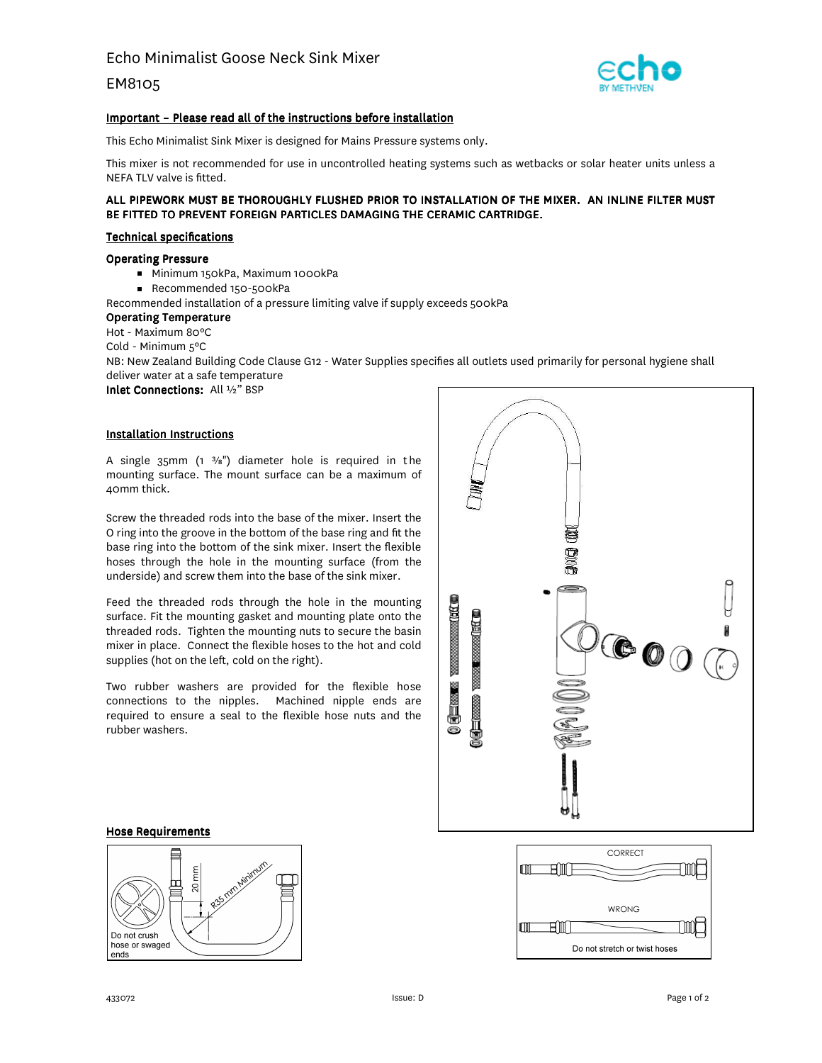# Echo Minimalist Goose Neck Sink Mixer

## EM8105

**Important – Please read all of the instructions before installation**

This Echo Minimalist Sink Mixer is designed for Mains Pressure systems only.

This mixer is not recommended for use in uncontrolled heating systems such as wetbacks or solar heater units unless a NEFA TLV valve is fitted.

**ALL PIPEWORK MUST BE THOROUGHLY FLUSHED PRIOR TO INSTALLATION OF THE MIXER. AN INLINE FILTER MUST BE FITTED TO PREVENT FOREIGN PARTICLES DAMAGING THE CERAMIC CARTRIDGE.**

### Technical specifications

**Operating Pressure**

- Minimum 150kPa, Maximum 1000kPa
- Recommended 150-500kPa

Recommended installation of a pressure limiting valve if supply exceeds 500kPa

**Operating Temperature**

Hot - Maximum 80ºC

Cold - Minimum 5ºC

NB: New Zealand Building Code Clause G12 - Water Supplies specifies all outlets used primarily for personal hygiene shall deliver water at a safe temperature

**Inlet Connections:** All ½" BSP

### Installation Instructions

A single 35mm (1 ⅜") diameter hole is required in the mounting surface. The mount surface can be a maximum of 40mm thick.

Screw the threaded rods into the base of the mixer. Insert the O ring into the groove in the bottom of the base ring and fit the base ring into the bottom of the sink mixer. Insert the flexible hoses through the hole in the mounting surface (from the underside) and screw them into the base of the sink mixer.

Feed the threaded rods through the hole in the mounting surface. Fit the mounting gasket and mounting plate onto the threaded rods. Tighten the mounting nuts to secure the basin mixer in place. Connect the flexible hoses to the hot and cold supplies (hot on the left, cold on the right).

Two rubber washers are provided for the flexible hose connections to the nipples. Machined nipple ends are required to ensure a seal to the flexible hose nuts and the rubber washers.

### Hose Requirements

20 mm

R35 mm Minimum

Do not crush hose or swaged ends

CORRECT

WRONG

Do not stretch or twist hoses

433072

Issue: D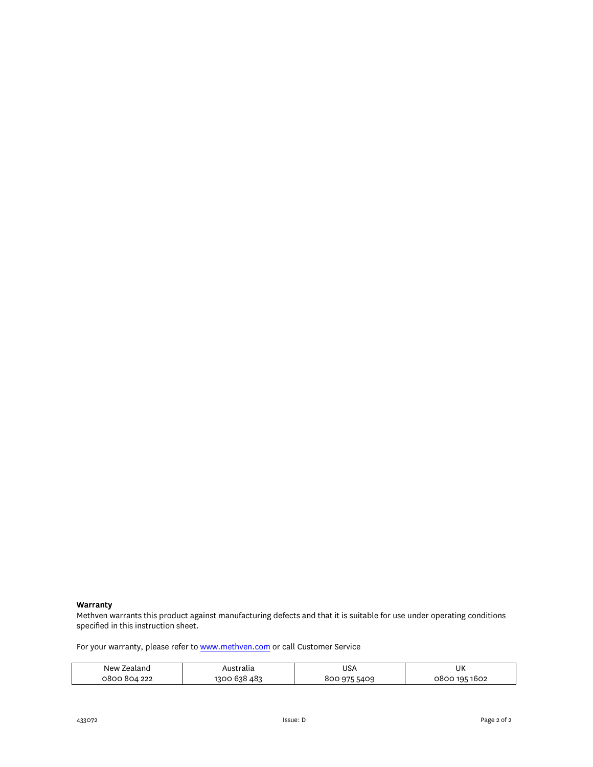**Warranty**

Methven warrants this product against manufacturing defects and that it is suitable for use under operating conditions specified in this instruction sheet.

For your warranty, please refer to [www.methven.com](www.methven.com) or call Customer Service

| New Zealand | Australia | USA | UK |
|---|---|---|---|
| 0800 804 222 | 1300 638 483 | 800 975 5409 | 0800 195 1602 |

433072 Issue: D